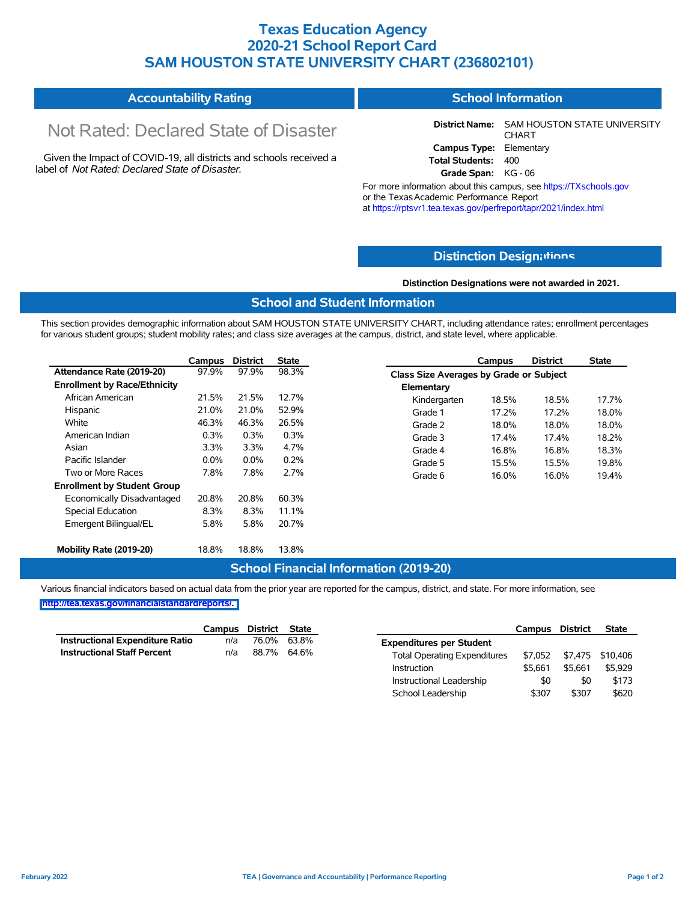# Texas Education Agency
# 2020-21 School Report Card
# SAM HOUSTON STATE UNIVERSITY CHART (236802101)

## Accountability Rating

Not Rated: Declared State of Disaster

Given the Impact of COVID-19, all districts and schools received a label of *Not Rated: Declared State of Disaster*.

## School Information

**District Name:** SAM HOUSTON STATE UNIVERSITY CHART
**Campus Type:** Elementary
**Total Students:** 400
**Grade Span:** KG - 06

For more information about this campus, see https://TXschools.gov or the Texas Academic Performance Report at https://rptsvr1.tea.texas.gov/perfreport/tapr/2021/index.html

## Distinction Designations

**Distinction Designations were not awarded in 2021.**

## School and Student Information

This section provides demographic information about SAM HOUSTON STATE UNIVERSITY CHART, including attendance rates; enrollment percentages for various student groups; student mobility rates; and class size averages at the campus, district, and state level, where applicable.

| | Campus | District | State |
|---|---|---|---|
| **Attendance Rate (2019-20)** | 97.9% | 97.9% | 98.3% |
| **Enrollment by Race/Ethnicity** | | | |
| African American | 21.5% | 21.5% | 12.7% |
| Hispanic | 21.0% | 21.0% | 52.9% |
| White | 46.3% | 46.3% | 26.5% |
| American Indian | 0.3% | 0.3% | 0.3% |
| Asian | 3.3% | 3.3% | 4.7% |
| Pacific Islander | 0.0% | 0.0% | 0.2% |
| Two or More Races | 7.8% | 7.8% | 2.7% |
| **Enrollment by Student Group** | | | |
| Economically Disadvantaged | 20.8% | 20.8% | 60.3% |
| Special Education | 8.3% | 8.3% | 11.1% |
| Emergent Bilingual/EL | 5.8% | 5.8% | 20.7% |
| **Mobility Rate (2019-20)** | 18.8% | 18.8% | 13.8% |

| | Campus | District | State |
|---|---|---|---|
| **Class Size Averages by Grade or Subject** | | | |
| **Elementary** | | | |
| Kindergarten | 18.5% | 18.5% | 17.7% |
| Grade 1 | 17.2% | 17.2% | 18.0% |
| Grade 2 | 18.0% | 18.0% | 18.0% |
| Grade 3 | 17.4% | 17.4% | 18.2% |
| Grade 4 | 16.8% | 16.8% | 18.3% |
| Grade 5 | 15.5% | 15.5% | 19.8% |
| Grade 6 | 16.0% | 16.0% | 19.4% |

## School Financial Information (2019-20)

Various financial indicators based on actual data from the prior year are reported for the campus, district, and state. For more information, see http://tea.texas.gov/financialstandardreports/.

| | Campus | District | State |
|---|---|---|---|
| **Instructional Expenditure Ratio** | n/a | 76.0% | 63.8% |
| **Instructional Staff Percent** | n/a | 88.7% | 64.6% |

| | Campus | District | State |
|---|---|---|---|
| **Expenditures per Student** | | | |
| Total Operating Expenditures | $7,052 | $7,475 | $10,406 |
| Instruction | $5,661 | $5,661 | $5,929 |
| Instructional Leadership | $0 | $0 | $173 |
| School Leadership | $307 | $307 | $620 |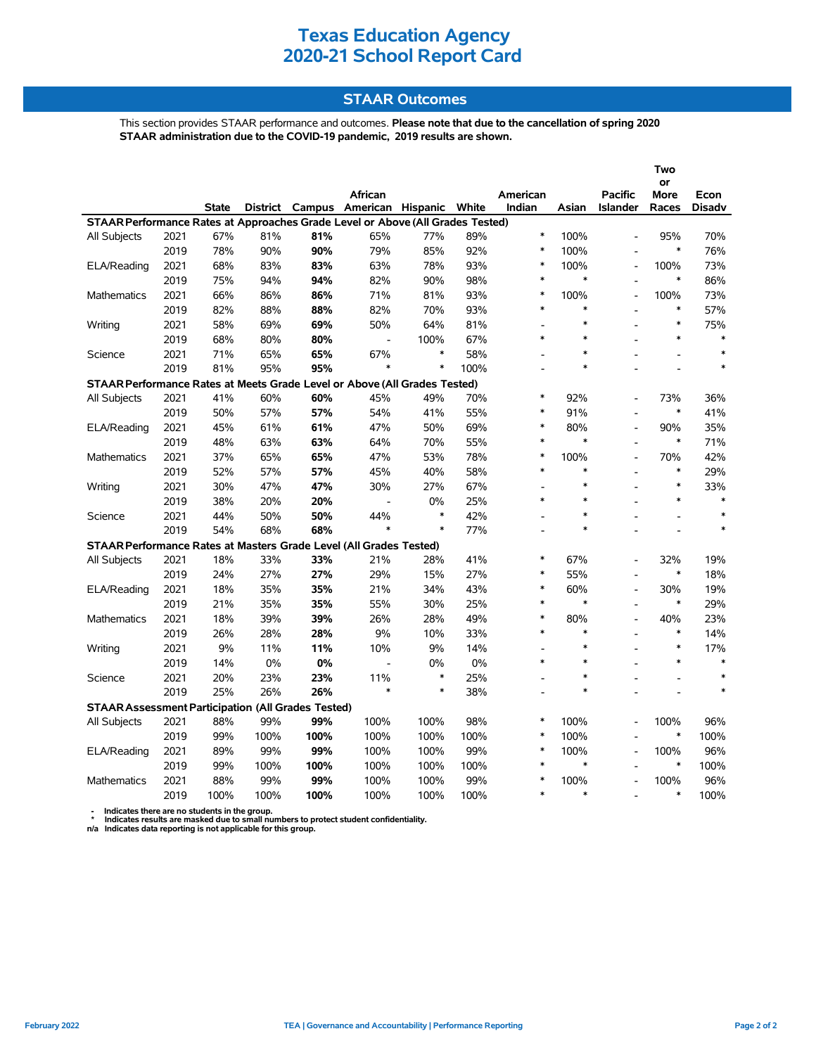# Texas Education Agency
# 2020-21 School Report Card

## STAAR Outcomes

This section provides STAAR performance and outcomes. **Please note that due to the cancellation of spring 2020 STAAR administration due to the COVID-19 pandemic, 2019 results are shown.**

| | | State | District | Campus | African American | Hispanic | White | American Indian | Asian | Pacific Islander | Two or More Races | Econ Disadv |
|---|---|---|---|---|---|---|---|---|---|---|---|---|
| **STAAR Performance Rates at Approaches Grade Level or Above (All Grades Tested)** | | | | | | | | | | | | |
| All Subjects | 2021 | 67% | 81% | **81%** | 65% | 77% | 89% | * | 100% | - | 95% | 70% |
| | 2019 | 78% | 90% | **90%** | 79% | 85% | 92% | * | 100% | - | * | 76% |
| ELA/Reading | 2021 | 68% | 83% | **83%** | 63% | 78% | 93% | * | 100% | - | 100% | 73% |
| | 2019 | 75% | 94% | **94%** | 82% | 90% | 98% | * | * | - | * | 86% |
| Mathematics | 2021 | 66% | 86% | **86%** | 71% | 81% | 93% | * | 100% | - | 100% | 73% |
| | 2019 | 82% | 88% | **88%** | 82% | 70% | 93% | * | * | - | * | 57% |
| Writing | 2021 | 58% | 69% | **69%** | 50% | 64% | 81% | - | * | - | * | 75% |
| | 2019 | 68% | 80% | **80%** | - | 100% | 67% | * | * | - | * | * |
| Science | 2021 | 71% | 65% | **65%** | 67% | * | 58% | - | * | - | - | * |
| | 2019 | 81% | 95% | **95%** | * | * | 100% | - | * | - | - | * |
| **STAAR Performance Rates at Meets Grade Level or Above (All Grades Tested)** | | | | | | | | | | | | |
| All Subjects | 2021 | 41% | 60% | **60%** | 45% | 49% | 70% | * | 92% | - | 73% | 36% |
| | 2019 | 50% | 57% | **57%** | 54% | 41% | 55% | * | 91% | - | * | 41% |
| ELA/Reading | 2021 | 45% | 61% | **61%** | 47% | 50% | 69% | * | 80% | - | 90% | 35% |
| | 2019 | 48% | 63% | **63%** | 64% | 70% | 55% | * | * | - | * | 71% |
| Mathematics | 2021 | 37% | 65% | **65%** | 47% | 53% | 78% | * | 100% | - | 70% | 42% |
| | 2019 | 52% | 57% | **57%** | 45% | 40% | 58% | * | * | - | * | 29% |
| Writing | 2021 | 30% | 47% | **47%** | 30% | 27% | 67% | - | * | - | * | 33% |
| | 2019 | 38% | 20% | **20%** | - | 0% | 25% | * | * | - | * | * |
| Science | 2021 | 44% | 50% | **50%** | 44% | * | 42% | - | * | - | - | * |
| | 2019 | 54% | 68% | **68%** | * | * | 77% | - | * | - | - | * |
| **STAAR Performance Rates at Masters Grade Level (All Grades Tested)** | | | | | | | | | | | | |
| All Subjects | 2021 | 18% | 33% | **33%** | 21% | 28% | 41% | * | 67% | - | 32% | 19% |
| | 2019 | 24% | 27% | **27%** | 29% | 15% | 27% | * | 55% | - | * | 18% |
| ELA/Reading | 2021 | 18% | 35% | **35%** | 21% | 34% | 43% | * | 60% | - | 30% | 19% |
| | 2019 | 21% | 35% | **35%** | 55% | 30% | 25% | * | * | - | * | 29% |
| Mathematics | 2021 | 18% | 39% | **39%** | 26% | 28% | 49% | * | 80% | - | 40% | 23% |
| | 2019 | 26% | 28% | **28%** | 9% | 10% | 33% | * | * | - | * | 14% |
| Writing | 2021 | 9% | 11% | **11%** | 10% | 9% | 14% | - | * | - | * | 17% |
| | 2019 | 14% | 0% | **0%** | - | 0% | 0% | * | * | - | * | * |
| Science | 2021 | 20% | 23% | **23%** | 11% | * | 25% | - | * | - | - | * |
| | 2019 | 25% | 26% | **26%** | * | * | 38% | - | * | - | - | * |
| **STAAR Assessment Participation (All Grades Tested)** | | | | | | | | | | | | |
| All Subjects | 2021 | 88% | 99% | **99%** | 100% | 100% | 98% | * | 100% | - | 100% | 96% |
| | 2019 | 99% | 100% | **100%** | 100% | 100% | 100% | * | 100% | - | * | 100% |
| ELA/Reading | 2021 | 89% | 99% | **99%** | 100% | 100% | 99% | * | 100% | - | 100% | 96% |
| | 2019 | 99% | 100% | **100%** | 100% | 100% | 100% | * | * | - | * | 100% |
| Mathematics | 2021 | 88% | 99% | **99%** | 100% | 100% | 99% | * | 100% | - | 100% | 96% |
| | 2019 | 100% | 100% | **100%** | 100% | 100% | 100% | * | * | - | * | 100% |

- Indicates there are no students in the group.
\* Indicates results are masked due to small numbers to protect student confidentiality.
n/a Indicates data reporting is not applicable for this group.